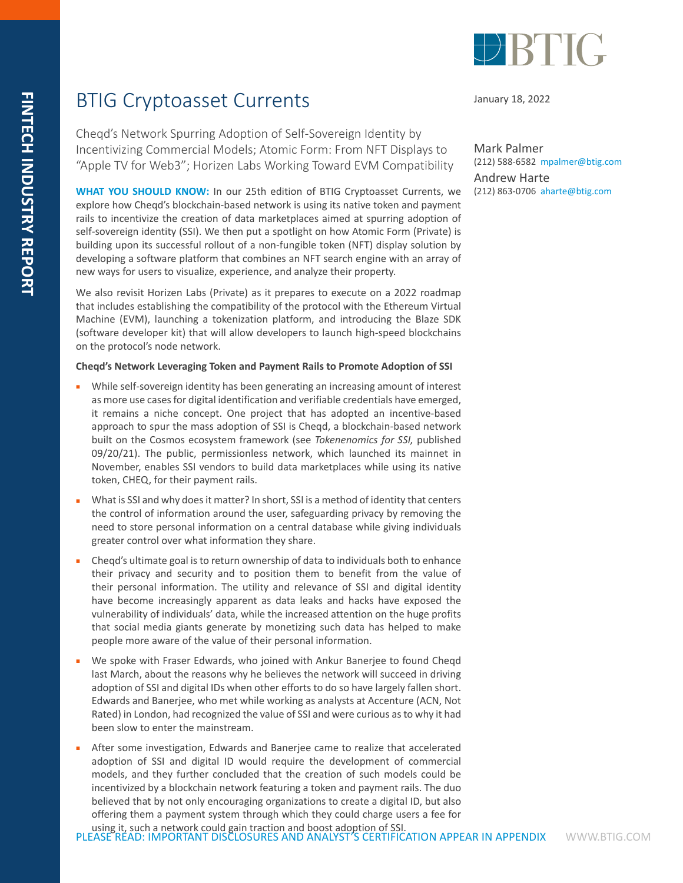# BTIG Cryptoasset Currents

January 18, 2022

Cheqd's Network Spurring Adoption of Self-Sovereign Identity by Incentivizing Commercial Models; Atomic Form: From NFT Displays to "Apple TV for Web3"; Horizen Labs Working Toward EVM Compatibility

Mark Palmer
(212) 588-6582 mpalmer@btig.com

Andrew Harte
(212) 863-0706 aharte@btig.com

**WHAT YOU SHOULD KNOW:** In our 25th edition of BTIG Cryptoasset Currents, we explore how Cheqd's blockchain-based network is using its native token and payment rails to incentivize the creation of data marketplaces aimed at spurring adoption of self-sovereign identity (SSI). We then put a spotlight on how Atomic Form (Private) is building upon its successful rollout of a non-fungible token (NFT) display solution by developing a software platform that combines an NFT search engine with an array of new ways for users to visualize, experience, and analyze their property.

We also revisit Horizen Labs (Private) as it prepares to execute on a 2022 roadmap that includes establishing the compatibility of the protocol with the Ethereum Virtual Machine (EVM), launching a tokenization platform, and introducing the Blaze SDK (software developer kit) that will allow developers to launch high-speed blockchains on the protocol's node network.

**Cheqd's Network Leveraging Token and Payment Rails to Promote Adoption of SSI**

- While self-sovereign identity has been generating an increasing amount of interest as more use cases for digital identification and verifiable credentials have emerged, it remains a niche concept. One project that has adopted an incentive-based approach to spur the mass adoption of SSI is Cheqd, a blockchain-based network built on the Cosmos ecosystem framework (see *Tokenenomics for SSI,* published 09/20/21). The public, permissionless network, which launched its mainnet in November, enables SSI vendors to build data marketplaces while using its native token, CHEQ, for their payment rails.
- What is SSI and why does it matter? In short, SSI is a method of identity that centers the control of information around the user, safeguarding privacy by removing the need to store personal information on a central database while giving individuals greater control over what information they share.
- Cheqd's ultimate goal is to return ownership of data to individuals both to enhance their privacy and security and to position them to benefit from the value of their personal information. The utility and relevance of SSI and digital identity have become increasingly apparent as data leaks and hacks have exposed the vulnerability of individuals' data, while the increased attention on the huge profits that social media giants generate by monetizing such data has helped to make people more aware of the value of their personal information.
- We spoke with Fraser Edwards, who joined with Ankur Banerjee to found Cheqd last March, about the reasons why he believes the network will succeed in driving adoption of SSI and digital IDs when other efforts to do so have largely fallen short. Edwards and Banerjee, who met while working as analysts at Accenture (ACN, Not Rated) in London, had recognized the value of SSI and were curious as to why it had been slow to enter the mainstream.
- After some investigation, Edwards and Banerjee came to realize that accelerated adoption of SSI and digital ID would require the development of commercial models, and they further concluded that the creation of such models could be incentivized by a blockchain network featuring a token and payment rails. The duo believed that by not only encouraging organizations to create a digital ID, but also offering them a payment system through which they could charge users a fee for using it, such a network could gain traction and boost adoption of SSI.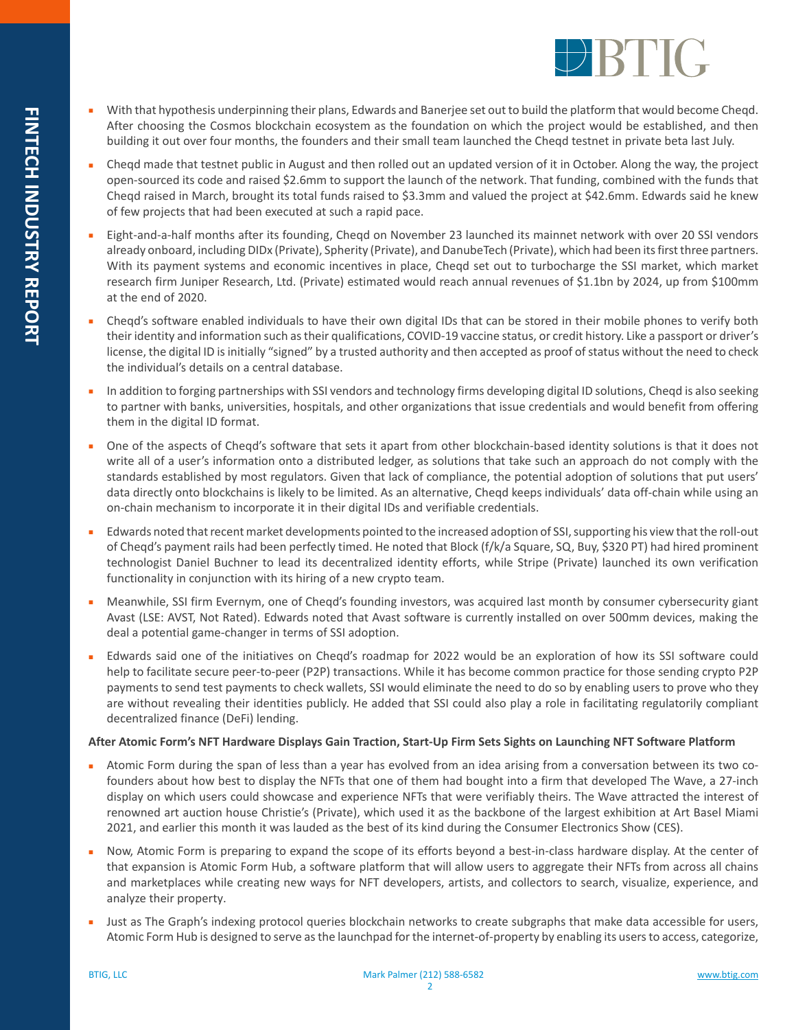- With that hypothesis underpinning their plans, Edwards and Banerjee set out to build the platform that would become Cheqd. After choosing the Cosmos blockchain ecosystem as the foundation on which the project would be established, and then building it out over four months, the founders and their small team launched the Cheqd testnet in private beta last July.
- Cheqd made that testnet public in August and then rolled out an updated version of it in October. Along the way, the project open-sourced its code and raised $2.6mm to support the launch of the network. That funding, combined with the funds that Cheqd raised in March, brought its total funds raised to $3.3mm and valued the project at $42.6mm. Edwards said he knew of few projects that had been executed at such a rapid pace.
- Eight-and-a-half months after its founding, Cheqd on November 23 launched its mainnet network with over 20 SSI vendors already onboard, including DIDx (Private), Spherity (Private), and DanubeTech (Private), which had been its first three partners. With its payment systems and economic incentives in place, Cheqd set out to turbocharge the SSI market, which market research firm Juniper Research, Ltd. (Private) estimated would reach annual revenues of $1.1bn by 2024, up from $100mm at the end of 2020.
- Cheqd's software enabled individuals to have their own digital IDs that can be stored in their mobile phones to verify both their identity and information such as their qualifications, COVID-19 vaccine status, or credit history. Like a passport or driver's license, the digital ID is initially "signed" by a trusted authority and then accepted as proof of status without the need to check the individual's details on a central database.
- In addition to forging partnerships with SSI vendors and technology firms developing digital ID solutions, Cheqd is also seeking to partner with banks, universities, hospitals, and other organizations that issue credentials and would benefit from offering them in the digital ID format.
- One of the aspects of Cheqd's software that sets it apart from other blockchain-based identity solutions is that it does not write all of a user's information onto a distributed ledger, as solutions that take such an approach do not comply with the standards established by most regulators. Given that lack of compliance, the potential adoption of solutions that put users' data directly onto blockchains is likely to be limited. As an alternative, Cheqd keeps individuals' data off-chain while using an on-chain mechanism to incorporate it in their digital IDs and verifiable credentials.
- Edwards noted that recent market developments pointed to the increased adoption of SSI, supporting his view that the roll-out of Cheqd's payment rails had been perfectly timed. He noted that Block (f/k/a Square, SQ, Buy, $320 PT) had hired prominent technologist Daniel Buchner to lead its decentralized identity efforts, while Stripe (Private) launched its own verification functionality in conjunction with its hiring of a new crypto team.
- Meanwhile, SSI firm Evernym, one of Cheqd's founding investors, was acquired last month by consumer cybersecurity giant Avast (LSE: AVST, Not Rated). Edwards noted that Avast software is currently installed on over 500mm devices, making the deal a potential game-changer in terms of SSI adoption.
- Edwards said one of the initiatives on Cheqd's roadmap for 2022 would be an exploration of how its SSI software could help to facilitate secure peer-to-peer (P2P) transactions. While it has become common practice for those sending crypto P2P payments to send test payments to check wallets, SSI would eliminate the need to do so by enabling users to prove who they are without revealing their identities publicly. He added that SSI could also play a role in facilitating regulatorily compliant decentralized finance (DeFi) lending.

**After Atomic Form's NFT Hardware Displays Gain Traction, Start-Up Firm Sets Sights on Launching NFT Software Platform**

- Atomic Form during the span of less than a year has evolved from an idea arising from a conversation between its two co-founders about how best to display the NFTs that one of them had bought into a firm that developed The Wave, a 27-inch display on which users could showcase and experience NFTs that were verifiably theirs. The Wave attracted the interest of renowned art auction house Christie's (Private), which used it as the backbone of the largest exhibition at Art Basel Miami 2021, and earlier this month it was lauded as the best of its kind during the Consumer Electronics Show (CES).
- Now, Atomic Form is preparing to expand the scope of its efforts beyond a best-in-class hardware display. At the center of that expansion is Atomic Form Hub, a software platform that will allow users to aggregate their NFTs from across all chains and marketplaces while creating new ways for NFT developers, artists, and collectors to search, visualize, experience, and analyze their property.
- Just as The Graph's indexing protocol queries blockchain networks to create subgraphs that make data accessible for users, Atomic Form Hub is designed to serve as the launchpad for the internet-of-property by enabling its users to access, categorize,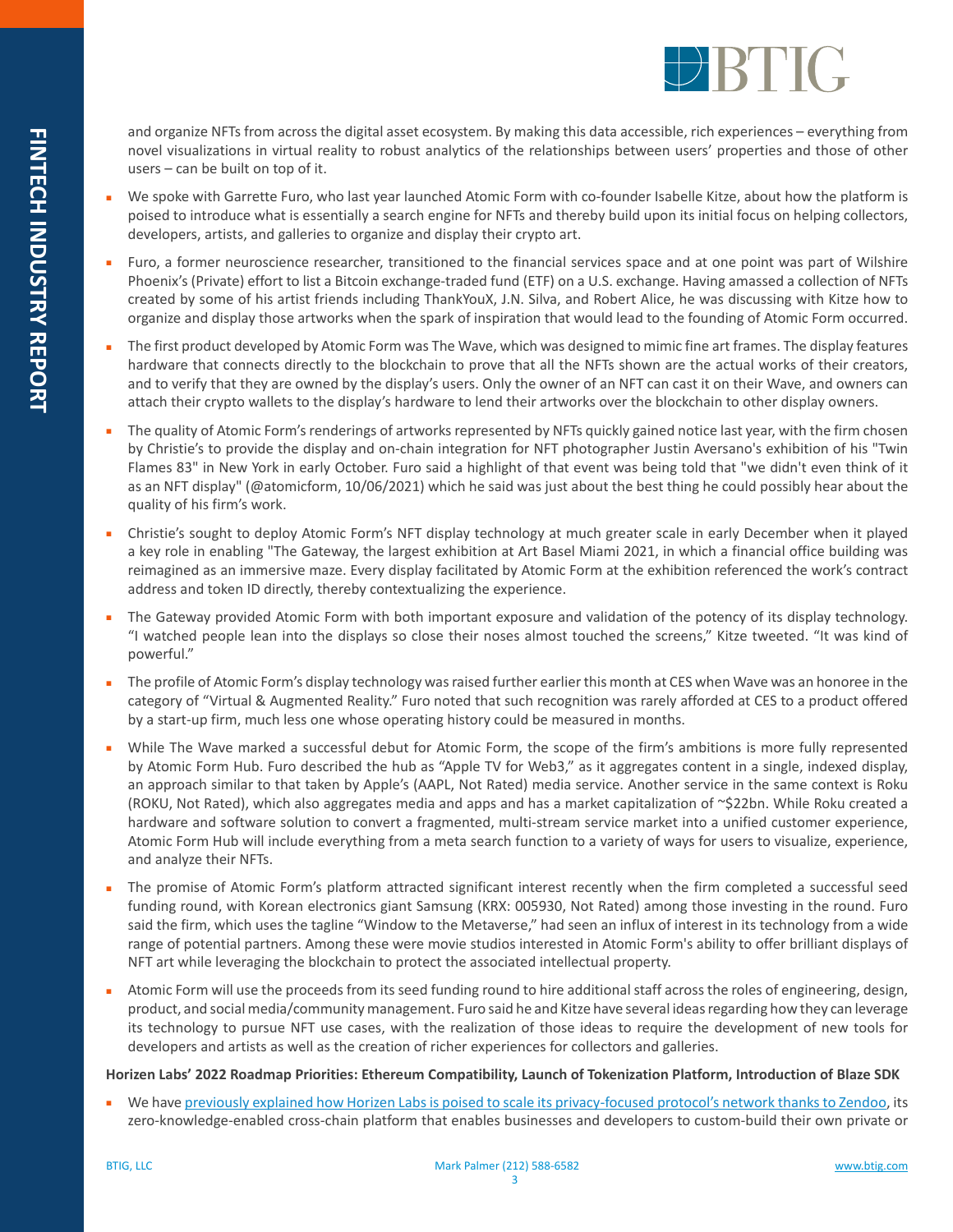and organize NFTs from across the digital asset ecosystem. By making this data accessible, rich experiences – everything from novel visualizations in virtual reality to robust analytics of the relationships between users' properties and those of other users – can be built on top of it.

- We spoke with Garrette Furo, who last year launched Atomic Form with co-founder Isabelle Kitze, about how the platform is poised to introduce what is essentially a search engine for NFTs and thereby build upon its initial focus on helping collectors, developers, artists, and galleries to organize and display their crypto art.
- Furo, a former neuroscience researcher, transitioned to the financial services space and at one point was part of Wilshire Phoenix's (Private) effort to list a Bitcoin exchange-traded fund (ETF) on a U.S. exchange. Having amassed a collection of NFTs created by some of his artist friends including ThankYouX, J.N. Silva, and Robert Alice, he was discussing with Kitze how to organize and display those artworks when the spark of inspiration that would lead to the founding of Atomic Form occurred.
- The first product developed by Atomic Form was The Wave, which was designed to mimic fine art frames. The display features hardware that connects directly to the blockchain to prove that all the NFTs shown are the actual works of their creators, and to verify that they are owned by the display's users. Only the owner of an NFT can cast it on their Wave, and owners can attach their crypto wallets to the display's hardware to lend their artworks over the blockchain to other display owners.
- The quality of Atomic Form's renderings of artworks represented by NFTs quickly gained notice last year, with the firm chosen by Christie's to provide the display and on-chain integration for NFT photographer Justin Aversano's exhibition of his "Twin Flames 83" in New York in early October. Furo said a highlight of that event was being told that "we didn't even think of it as an NFT display" (@atomicform, 10/06/2021) which he said was just about the best thing he could possibly hear about the quality of his firm's work.
- Christie's sought to deploy Atomic Form's NFT display technology at much greater scale in early December when it played a key role in enabling "The Gateway, the largest exhibition at Art Basel Miami 2021, in which a financial office building was reimagined as an immersive maze. Every display facilitated by Atomic Form at the exhibition referenced the work's contract address and token ID directly, thereby contextualizing the experience.
- The Gateway provided Atomic Form with both important exposure and validation of the potency of its display technology. "I watched people lean into the displays so close their noses almost touched the screens," Kitze tweeted. "It was kind of powerful."
- The profile of Atomic Form's display technology was raised further earlier this month at CES when Wave was an honoree in the category of "Virtual & Augmented Reality." Furo noted that such recognition was rarely afforded at CES to a product offered by a start-up firm, much less one whose operating history could be measured in months.
- While The Wave marked a successful debut for Atomic Form, the scope of the firm's ambitions is more fully represented by Atomic Form Hub. Furo described the hub as "Apple TV for Web3," as it aggregates content in a single, indexed display, an approach similar to that taken by Apple's (AAPL, Not Rated) media service. Another service in the same context is Roku (ROKU, Not Rated), which also aggregates media and apps and has a market capitalization of ~$22bn. While Roku created a hardware and software solution to convert a fragmented, multi-stream service market into a unified customer experience, Atomic Form Hub will include everything from a meta search function to a variety of ways for users to visualize, experience, and analyze their NFTs.
- The promise of Atomic Form's platform attracted significant interest recently when the firm completed a successful seed funding round, with Korean electronics giant Samsung (KRX: 005930, Not Rated) among those investing in the round. Furo said the firm, which uses the tagline "Window to the Metaverse," had seen an influx of interest in its technology from a wide range of potential partners. Among these were movie studios interested in Atomic Form's ability to offer brilliant displays of NFT art while leveraging the blockchain to protect the associated intellectual property.
- Atomic Form will use the proceeds from its seed funding round to hire additional staff across the roles of engineering, design, product, and social media/community management. Furo said he and Kitze have several ideas regarding how they can leverage its technology to pursue NFT use cases, with the realization of those ideas to require the development of new tools for developers and artists as well as the creation of richer experiences for collectors and galleries.

**Horizen Labs' 2022 Roadmap Priorities: Ethereum Compatibility, Launch of Tokenization Platform, Introduction of Blaze SDK**

- We have previously explained how Horizen Labs is poised to scale its privacy-focused protocol's network thanks to Zendoo, its zero-knowledge-enabled cross-chain platform that enables businesses and developers to custom-build their own private or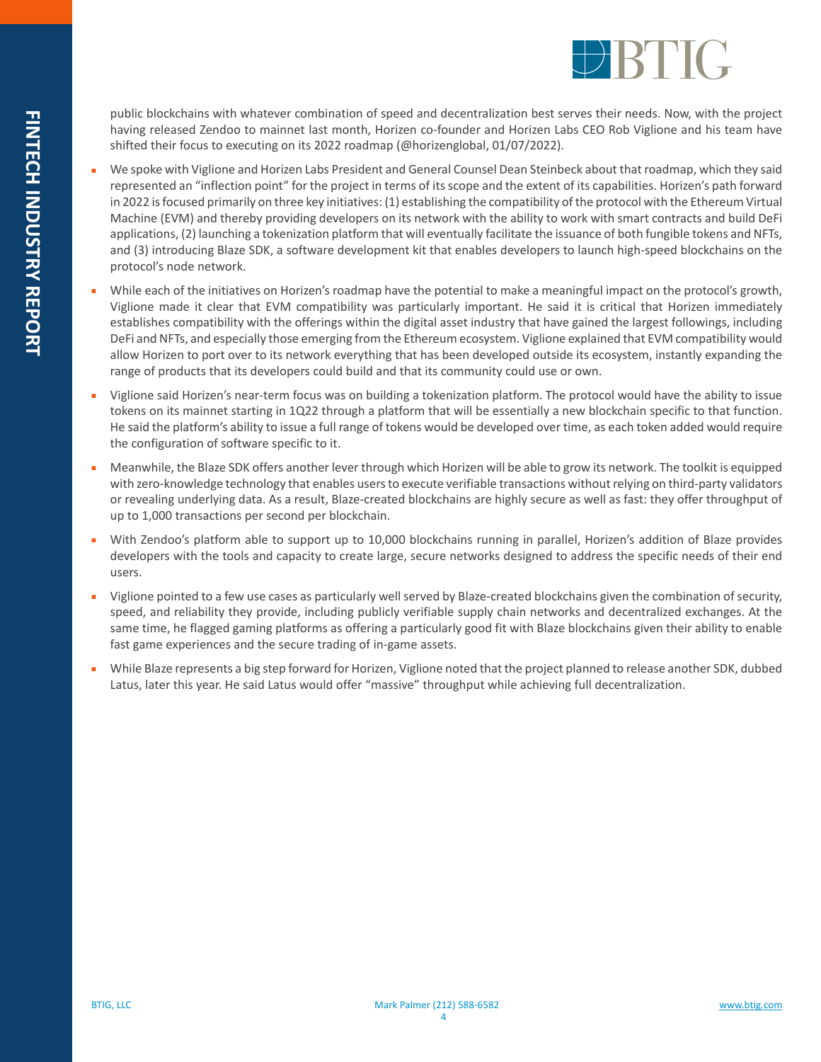public blockchains with whatever combination of speed and decentralization best serves their needs. Now, with the project having released Zendoo to mainnet last month, Horizen co-founder and Horizen Labs CEO Rob Viglione and his team have shifted their focus to executing on its 2022 roadmap (@horizenglobal, 01/07/2022).

- We spoke with Viglione and Horizen Labs President and General Counsel Dean Steinbeck about that roadmap, which they said represented an "inflection point" for the project in terms of its scope and the extent of its capabilities. Horizen's path forward in 2022 is focused primarily on three key initiatives: (1) establishing the compatibility of the protocol with the Ethereum Virtual Machine (EVM) and thereby providing developers on its network with the ability to work with smart contracts and build DeFi applications, (2) launching a tokenization platform that will eventually facilitate the issuance of both fungible tokens and NFTs, and (3) introducing Blaze SDK, a software development kit that enables developers to launch high-speed blockchains on the protocol's node network.
- While each of the initiatives on Horizen's roadmap have the potential to make a meaningful impact on the protocol's growth, Viglione made it clear that EVM compatibility was particularly important. He said it is critical that Horizen immediately establishes compatibility with the offerings within the digital asset industry that have gained the largest followings, including DeFi and NFTs, and especially those emerging from the Ethereum ecosystem. Viglione explained that EVM compatibility would allow Horizen to port over to its network everything that has been developed outside its ecosystem, instantly expanding the range of products that its developers could build and that its community could use or own.
- Viglione said Horizen's near-term focus was on building a tokenization platform. The protocol would have the ability to issue tokens on its mainnet starting in 1Q22 through a platform that will be essentially a new blockchain specific to that function. He said the platform's ability to issue a full range of tokens would be developed over time, as each token added would require the configuration of software specific to it.
- Meanwhile, the Blaze SDK offers another lever through which Horizen will be able to grow its network. The toolkit is equipped with zero-knowledge technology that enables users to execute verifiable transactions without relying on third-party validators or revealing underlying data. As a result, Blaze-created blockchains are highly secure as well as fast: they offer throughput of up to 1,000 transactions per second per blockchain.
- With Zendoo's platform able to support up to 10,000 blockchains running in parallel, Horizen's addition of Blaze provides developers with the tools and capacity to create large, secure networks designed to address the specific needs of their end users.
- Viglione pointed to a few use cases as particularly well served by Blaze-created blockchains given the combination of security, speed, and reliability they provide, including publicly verifiable supply chain networks and decentralized exchanges. At the same time, he flagged gaming platforms as offering a particularly good fit with Blaze blockchains given their ability to enable fast game experiences and the secure trading of in-game assets.
- While Blaze represents a big step forward for Horizen, Viglione noted that the project planned to release another SDK, dubbed Latus, later this year. He said Latus would offer "massive" throughput while achieving full decentralization.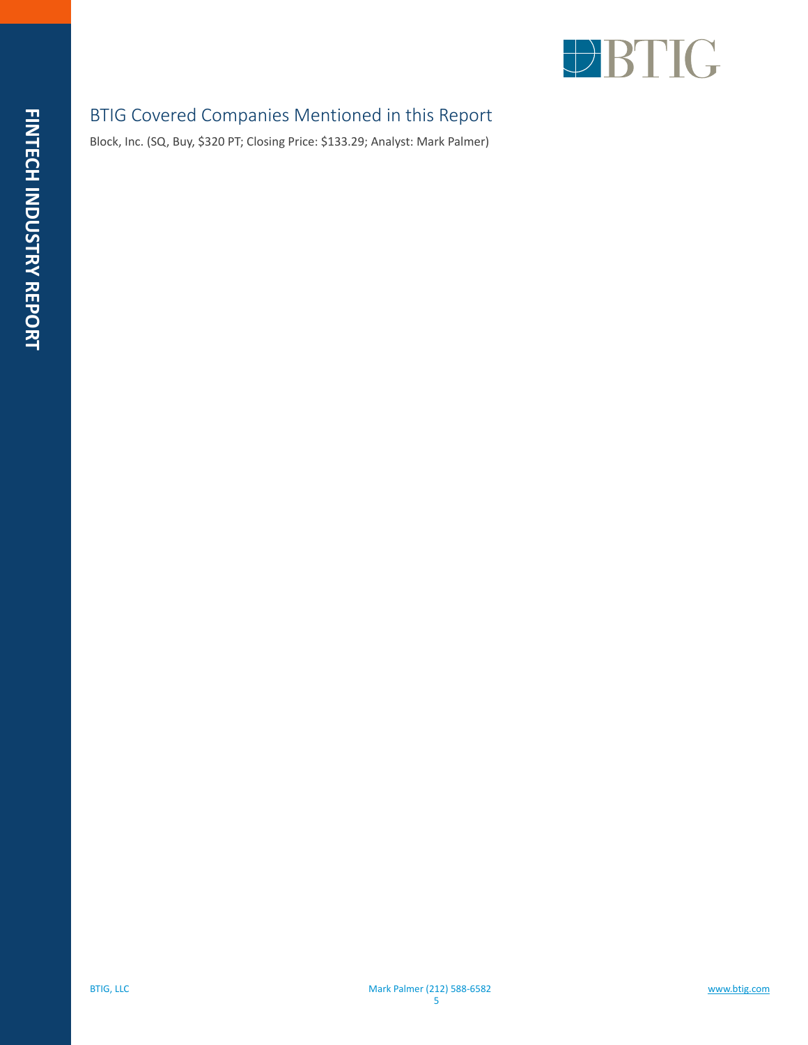## BTIG Covered Companies Mentioned in this Report

Block, Inc. (SQ, Buy, $320 PT; Closing Price: $133.29; Analyst: Mark Palmer)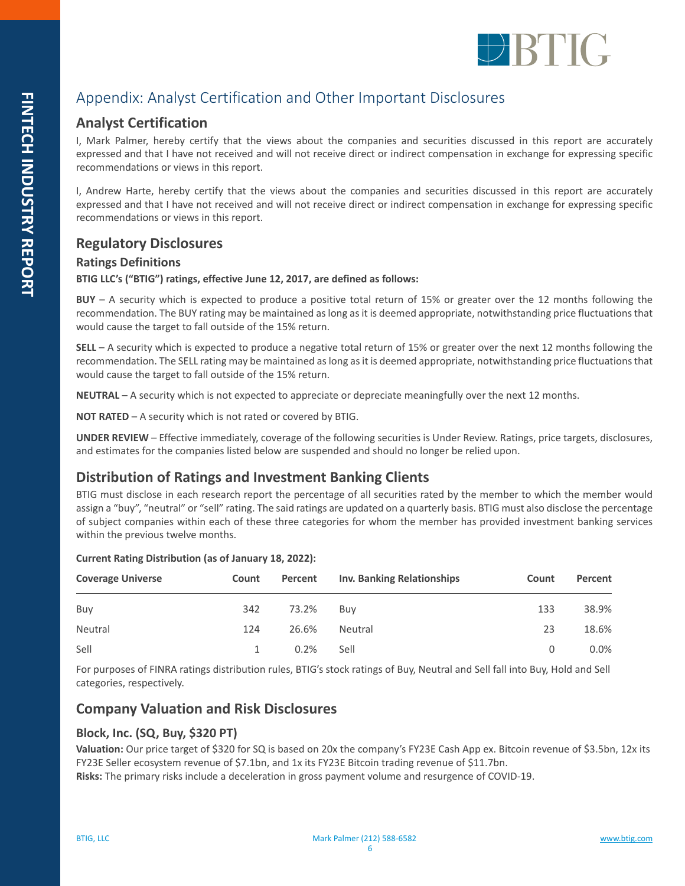# Appendix: Analyst Certification and Other Important Disclosures

## Analyst Certification

I, Mark Palmer, hereby certify that the views about the companies and securities discussed in this report are accurately expressed and that I have not received and will not receive direct or indirect compensation in exchange for expressing specific recommendations or views in this report.

I, Andrew Harte, hereby certify that the views about the companies and securities discussed in this report are accurately expressed and that I have not received and will not receive direct or indirect compensation in exchange for expressing specific recommendations or views in this report.

## Regulatory Disclosures

### Ratings Definitions

**BTIG LLC's ("BTIG") ratings, effective June 12, 2017, are defined as follows:**

**BUY** – A security which is expected to produce a positive total return of 15% or greater over the 12 months following the recommendation. The BUY rating may be maintained as long as it is deemed appropriate, notwithstanding price fluctuations that would cause the target to fall outside of the 15% return.

**SELL** – A security which is expected to produce a negative total return of 15% or greater over the next 12 months following the recommendation. The SELL rating may be maintained as long as it is deemed appropriate, notwithstanding price fluctuations that would cause the target to fall outside of the 15% return.

**NEUTRAL** – A security which is not expected to appreciate or depreciate meaningfully over the next 12 months.

**NOT RATED** – A security which is not rated or covered by BTIG.

**UNDER REVIEW** – Effective immediately, coverage of the following securities is Under Review. Ratings, price targets, disclosures, and estimates for the companies listed below are suspended and should no longer be relied upon.

## Distribution of Ratings and Investment Banking Clients

BTIG must disclose in each research report the percentage of all securities rated by the member to which the member would assign a "buy", "neutral" or "sell" rating. The said ratings are updated on a quarterly basis. BTIG must also disclose the percentage of subject companies within each of these three categories for whom the member has provided investment banking services within the previous twelve months.

**Current Rating Distribution (as of January 18, 2022):**

| Coverage Universe | Count | Percent | Inv. Banking Relationships | Count | Percent |
|---|---|---|---|---|---|
| Buy | 342 | 73.2% | Buy | 133 | 38.9% |
| Neutral | 124 | 26.6% | Neutral | 23 | 18.6% |
| Sell | 1 | 0.2% | Sell | 0 | 0.0% |

For purposes of FINRA ratings distribution rules, BTIG's stock ratings of Buy, Neutral and Sell fall into Buy, Hold and Sell categories, respectively.

## Company Valuation and Risk Disclosures

### Block, Inc. (SQ, Buy, $320 PT)

**Valuation:** Our price target of $320 for SQ is based on 20x the company's FY23E Cash App ex. Bitcoin revenue of $3.5bn, 12x its FY23E Seller ecosystem revenue of $7.1bn, and 1x its FY23E Bitcoin trading revenue of $11.7bn.

**Risks:** The primary risks include a deceleration in gross payment volume and resurgence of COVID-19.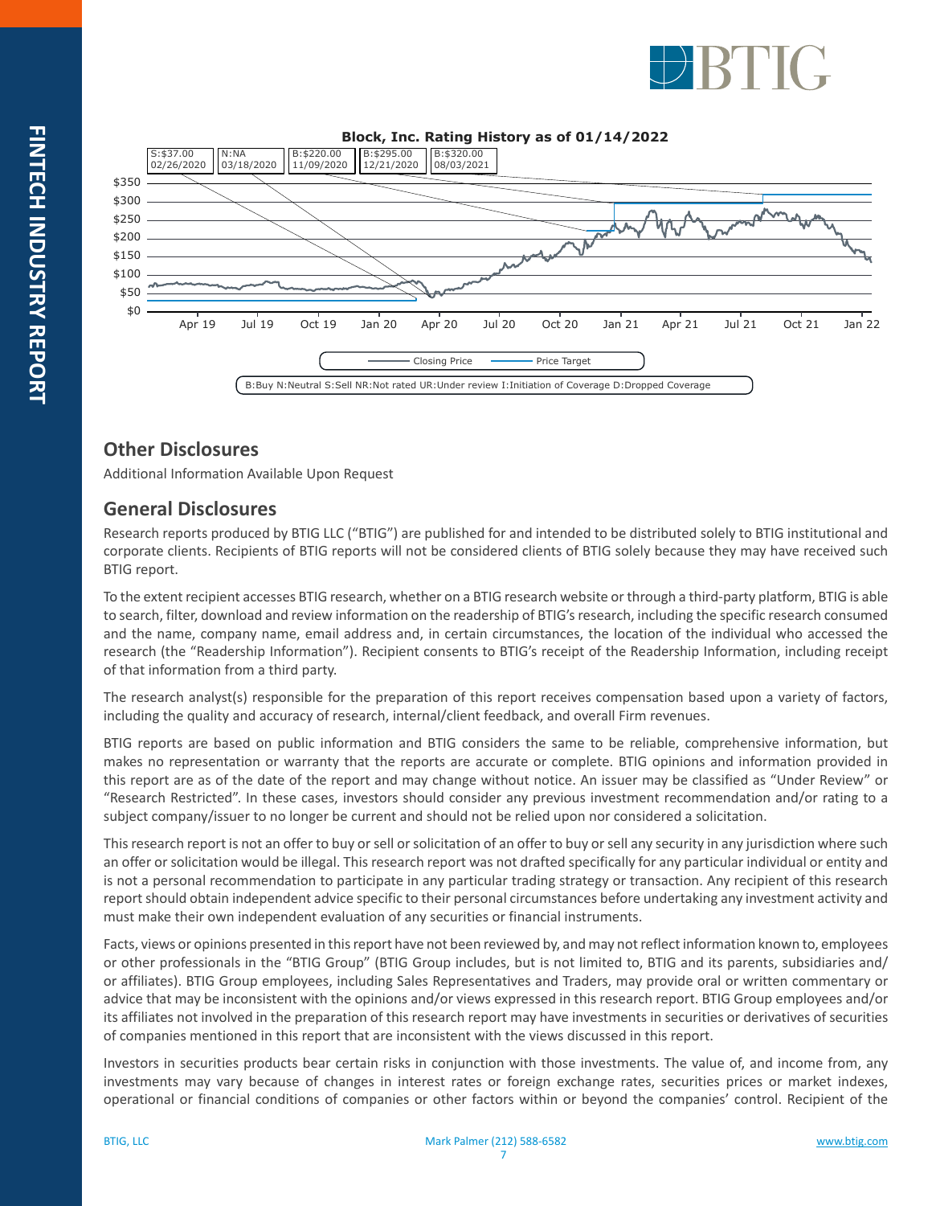**Block, Inc. Rating History as of 01/14/2022**

| S:$37.00 | N:NA | B:$220.00 | B:$295.00 | B:$320.00 |
|---|---|---|---|---|
| 02/26/2020 | 03/18/2020 | 11/09/2020 | 12/21/2020 | 08/03/2021 |

Closing Price — Price Target

B:Buy N:Neutral S:Sell NR:Not rated UR:Under review I:Initiation of Coverage D:Dropped Coverage

## Other Disclosures

Additional Information Available Upon Request

## General Disclosures

Research reports produced by BTIG LLC ("BTIG") are published for and intended to be distributed solely to BTIG institutional and corporate clients. Recipients of BTIG reports will not be considered clients of BTIG solely because they may have received such BTIG report.

To the extent recipient accesses BTIG research, whether on a BTIG research website or through a third-party platform, BTIG is able to search, filter, download and review information on the readership of BTIG's research, including the specific research consumed and the name, company name, email address and, in certain circumstances, the location of the individual who accessed the research (the "Readership Information"). Recipient consents to BTIG's receipt of the Readership Information, including receipt of that information from a third party.

The research analyst(s) responsible for the preparation of this report receives compensation based upon a variety of factors, including the quality and accuracy of research, internal/client feedback, and overall Firm revenues.

BTIG reports are based on public information and BTIG considers the same to be reliable, comprehensive information, but makes no representation or warranty that the reports are accurate or complete. BTIG opinions and information provided in this report are as of the date of the report and may change without notice. An issuer may be classified as "Under Review" or "Research Restricted". In these cases, investors should consider any previous investment recommendation and/or rating to a subject company/issuer to no longer be current and should not be relied upon nor considered a solicitation.

This research report is not an offer to buy or sell or solicitation of an offer to buy or sell any security in any jurisdiction where such an offer or solicitation would be illegal. This research report was not drafted specifically for any particular individual or entity and is not a personal recommendation to participate in any particular trading strategy or transaction. Any recipient of this research report should obtain independent advice specific to their personal circumstances before undertaking any investment activity and must make their own independent evaluation of any securities or financial instruments.

Facts, views or opinions presented in this report have not been reviewed by, and may not reflect information known to, employees or other professionals in the "BTIG Group" (BTIG Group includes, but is not limited to, BTIG and its parents, subsidiaries and/or affiliates). BTIG Group employees, including Sales Representatives and Traders, may provide oral or written commentary or advice that may be inconsistent with the opinions and/or views expressed in this research report. BTIG Group employees and/or its affiliates not involved in the preparation of this research report may have investments in securities or derivatives of securities of companies mentioned in this report that are inconsistent with the views discussed in this report.

Investors in securities products bear certain risks in conjunction with those investments. The value of, and income from, any investments may vary because of changes in interest rates or foreign exchange rates, securities prices or market indexes, operational or financial conditions of companies or other factors within or beyond the companies' control. Recipient of the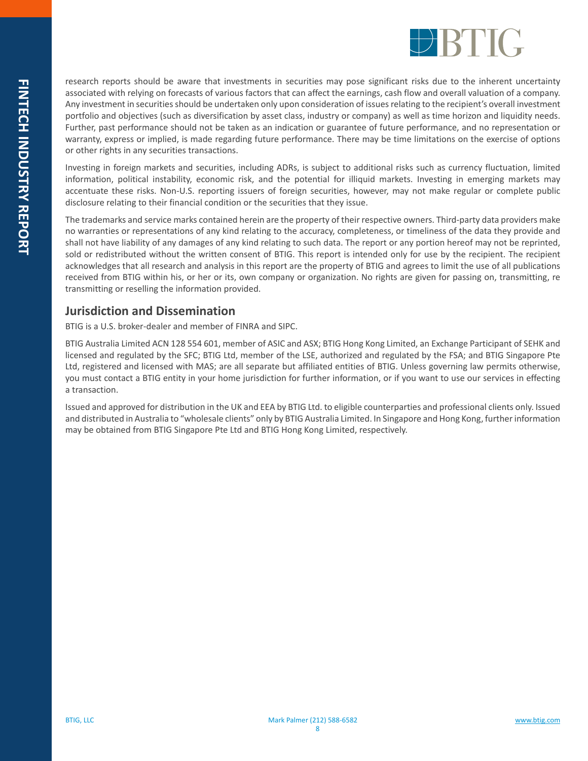research reports should be aware that investments in securities may pose significant risks due to the inherent uncertainty associated with relying on forecasts of various factors that can affect the earnings, cash flow and overall valuation of a company. Any investment in securities should be undertaken only upon consideration of issues relating to the recipient's overall investment portfolio and objectives (such as diversification by asset class, industry or company) as well as time horizon and liquidity needs. Further, past performance should not be taken as an indication or guarantee of future performance, and no representation or warranty, express or implied, is made regarding future performance. There may be time limitations on the exercise of options or other rights in any securities transactions.

Investing in foreign markets and securities, including ADRs, is subject to additional risks such as currency fluctuation, limited information, political instability, economic risk, and the potential for illiquid markets. Investing in emerging markets may accentuate these risks. Non-U.S. reporting issuers of foreign securities, however, may not make regular or complete public disclosure relating to their financial condition or the securities that they issue.

The trademarks and service marks contained herein are the property of their respective owners. Third-party data providers make no warranties or representations of any kind relating to the accuracy, completeness, or timeliness of the data they provide and shall not have liability of any damages of any kind relating to such data. The report or any portion hereof may not be reprinted, sold or redistributed without the written consent of BTIG. This report is intended only for use by the recipient. The recipient acknowledges that all research and analysis in this report are the property of BTIG and agrees to limit the use of all publications received from BTIG within his, or her or its, own company or organization. No rights are given for passing on, transmitting, re transmitting or reselling the information provided.

## Jurisdiction and Dissemination

BTIG is a U.S. broker-dealer and member of FINRA and SIPC.

BTIG Australia Limited ACN 128 554 601, member of ASIC and ASX; BTIG Hong Kong Limited, an Exchange Participant of SEHK and licensed and regulated by the SFC; BTIG Ltd, member of the LSE, authorized and regulated by the FSA; and BTIG Singapore Pte Ltd, registered and licensed with MAS; are all separate but affiliated entities of BTIG. Unless governing law permits otherwise, you must contact a BTIG entity in your home jurisdiction for further information, or if you want to use our services in effecting a transaction.

Issued and approved for distribution in the UK and EEA by BTIG Ltd. to eligible counterparties and professional clients only. Issued and distributed in Australia to "wholesale clients" only by BTIG Australia Limited. In Singapore and Hong Kong, further information may be obtained from BTIG Singapore Pte Ltd and BTIG Hong Kong Limited, respectively.